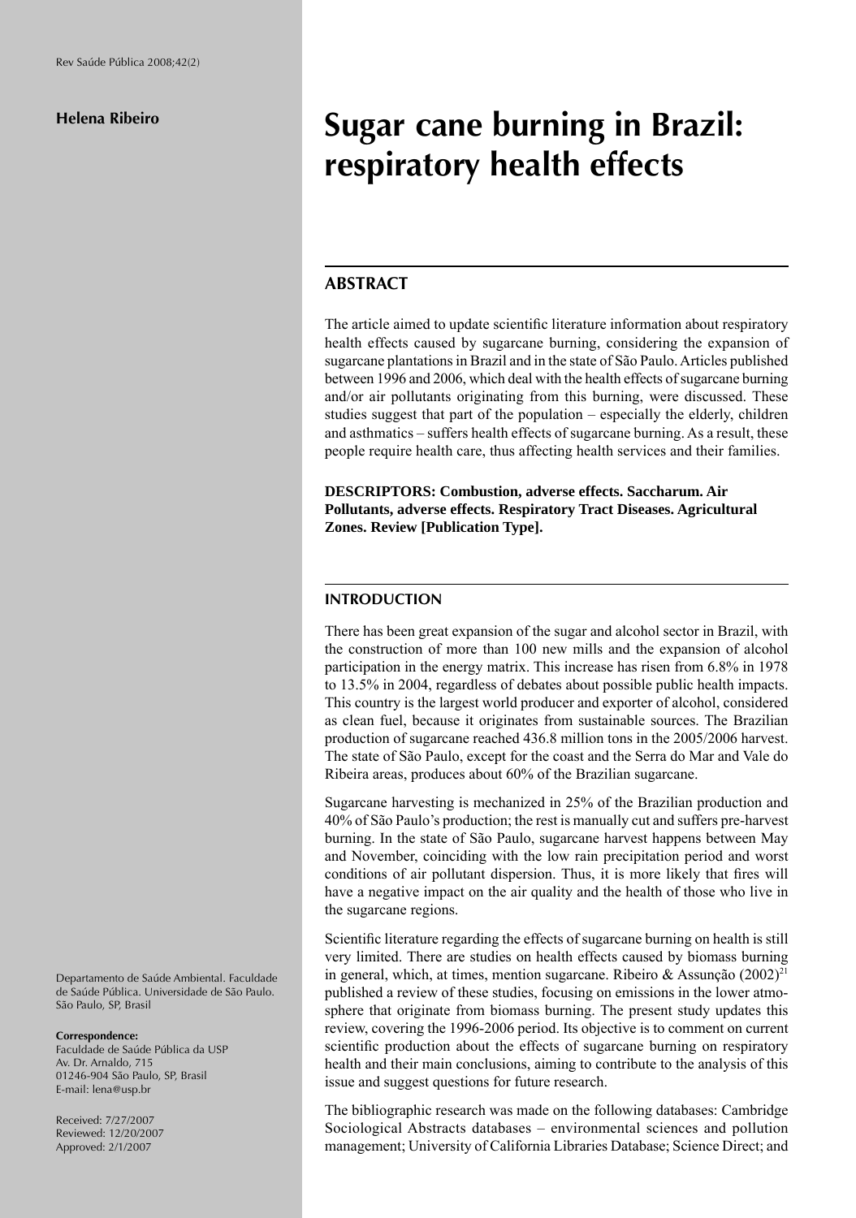**Helena Ribeiro**

# Sugar cane burning in Brazil: respiratory health effects

## ABSTRACT

The article aimed to update scientific literature information about respiratory health effects caused by sugarcane burning, considering the expansion of sugarcane plantations in Brazil and in the state of São Paulo. Articles published between 1996 and 2006, which deal with the health effects of sugarcane burning and/or air pollutants originating from this burning, were discussed. These studies suggest that part of the population – especially the elderly, children and asthmatics – suffers health effects of sugarcane burning. As a result, these people require health care, thus affecting health services and their families.

**DESCRIPTORS: Combustion, adverse effects. Saccharum. Air Pollutants, adverse effects. Respiratory Tract Diseases. Agricultural Zones. Review [Publication Type].**

## INTRODUCTION

There has been great expansion of the sugar and alcohol sector in Brazil, with the construction of more than 100 new mills and the expansion of alcohol participation in the energy matrix. This increase has risen from 6.8% in 1978 to 13.5% in 2004, regardless of debates about possible public health impacts. This country is the largest world producer and exporter of alcohol, considered as clean fuel, because it originates from sustainable sources. The Brazilian production of sugarcane reached 436.8 million tons in the 2005/2006 harvest. The state of São Paulo, except for the coast and the Serra do Mar and Vale do Ribeira areas, produces about 60% of the Brazilian sugarcane.

Sugarcane harvesting is mechanized in 25% of the Brazilian production and 40% of São Paulo's production; the rest is manually cut and suffers pre-harvest burning. In the state of São Paulo, sugarcane harvest happens between May and November, coinciding with the low rain precipitation period and worst conditions of air pollutant dispersion. Thus, it is more likely that fires will have a negative impact on the air quality and the health of those who live in the sugarcane regions.

Scientific literature regarding the effects of sugarcane burning on health is still very limited. There are studies on health effects caused by biomass burning in general, which, at times, mention sugarcane. Ribeiro & Assunção (2002)[21] published a review of these studies, focusing on emissions in the lower atmosphere that originate from biomass burning. The present study updates this review, covering the 1996-2006 period. Its objective is to comment on current scientific production about the effects of sugarcane burning on respiratory health and their main conclusions, aiming to contribute to the analysis of this issue and suggest questions for future research.

The bibliographic research was made on the following databases: Cambridge Sociological Abstracts databases – environmental sciences and pollution management; University of California Libraries Database; Science Direct; and

Departamento de Saúde Ambiental. Faculdade de Saúde Pública. Universidade de São Paulo. São Paulo, SP, Brasil

**Correspondence:**
Faculdade de Saúde Pública da USP
Av. Dr. Arnaldo, 715
01246-904 São Paulo, SP, Brasil
E-mail: lena@usp.br

Received: 7/27/2007
Reviewed: 12/20/2007
Approved: 2/1/2007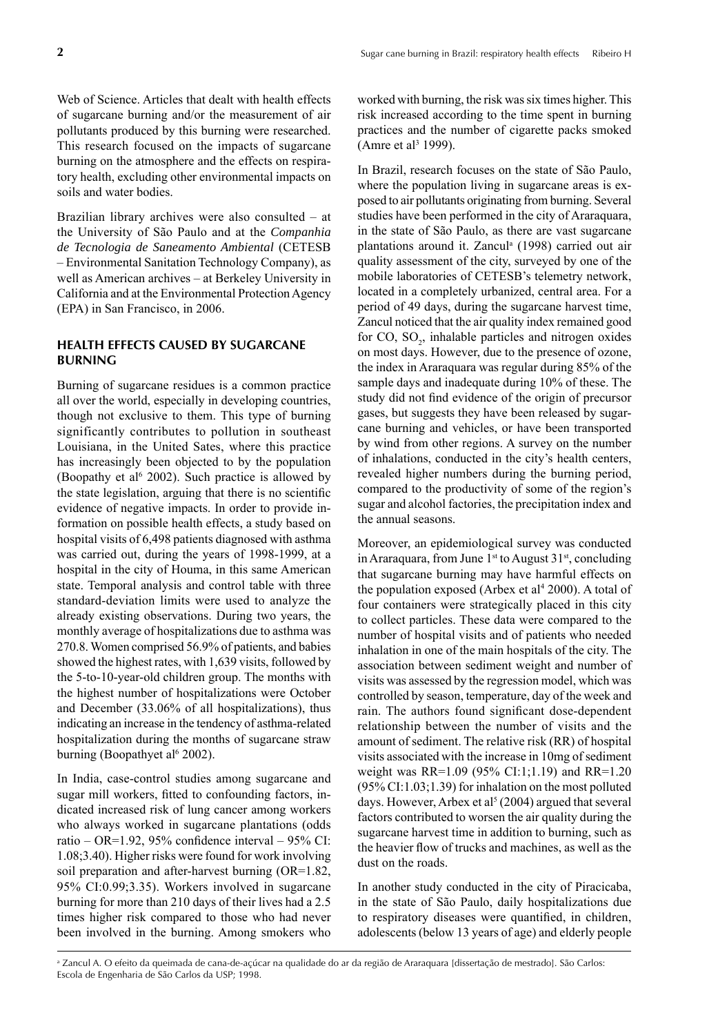Web of Science. Articles that dealt with health effects of sugarcane burning and/or the measurement of air pollutants produced by this burning were researched. This research focused on the impacts of sugarcane burning on the atmosphere and the effects on respiratory health, excluding other environmental impacts on soils and water bodies.

Brazilian library archives were also consulted – at the University of São Paulo and at the *Companhia de Tecnologia de Saneamento Ambiental* (CETESB – Environmental Sanitation Technology Company), as well as American archives – at Berkeley University in California and at the Environmental Protection Agency (EPA) in San Francisco, in 2006.

## HEALTH EFFECTS CAUSED BY SUGARCANE BURNING

Burning of sugarcane residues is a common practice all over the world, especially in developing countries, though not exclusive to them. This type of burning significantly contributes to pollution in southeast Louisiana, in the United Sates, where this practice has increasingly been objected to by the population (Boopathy et al[6] 2002). Such practice is allowed by the state legislation, arguing that there is no scientific evidence of negative impacts. In order to provide information on possible health effects, a study based on hospital visits of 6,498 patients diagnosed with asthma was carried out, during the years of 1998-1999, at a hospital in the city of Houma, in this same American state. Temporal analysis and control table with three standard-deviation limits were used to analyze the already existing observations. During two years, the monthly average of hospitalizations due to asthma was 270.8. Women comprised 56.9% of patients, and babies showed the highest rates, with 1,639 visits, followed by the 5-to-10-year-old children group. The months with the highest number of hospitalizations were October and December (33.06% of all hospitalizations), thus indicating an increase in the tendency of asthma-related hospitalization during the months of sugarcane straw burning (Boopathyet al[6] 2002).

In India, case-control studies among sugarcane and sugar mill workers, fitted to confounding factors, indicated increased risk of lung cancer among workers who always worked in sugarcane plantations (odds ratio – OR=1.92, 95% confidence interval – 95% CI: 1.08;3.40). Higher risks were found for work involving soil preparation and after-harvest burning (OR=1.82, 95% CI:0.99;3.35). Workers involved in sugarcane burning for more than 210 days of their lives had a 2.5 times higher risk compared to those who had never been involved in the burning. Among smokers who worked with burning, the risk was six times higher. This risk increased according to the time spent in burning practices and the number of cigarette packs smoked (Amre et al[3] 1999).

In Brazil, research focuses on the state of São Paulo, where the population living in sugarcane areas is exposed to air pollutants originating from burning. Several studies have been performed in the city of Araraquara, in the state of São Paulo, as there are vast sugarcane plantations around it. Zancul[a] (1998) carried out air quality assessment of the city, surveyed by one of the mobile laboratories of CETESB's telemetry network, located in a completely urbanized, central area. For a period of 49 days, during the sugarcane harvest time, Zancul noticed that the air quality index remained good for CO, $SO_2$, inhalable particles and nitrogen oxides on most days. However, due to the presence of ozone, the index in Araraquara was regular during 85% of the sample days and inadequate during 10% of these. The study did not find evidence of the origin of precursor gases, but suggests they have been released by sugarcane burning and vehicles, or have been transported by wind from other regions. A survey on the number of inhalations, conducted in the city's health centers, revealed higher numbers during the burning period, compared to the productivity of some of the region's sugar and alcohol factories, the precipitation index and the annual seasons.

Moreover, an epidemiological survey was conducted in Araraquara, from June 1[st] to August 31[st], concluding that sugarcane burning may have harmful effects on the population exposed (Arbex et al[4] 2000). A total of four containers were strategically placed in this city to collect particles. These data were compared to the number of hospital visits and of patients who needed inhalation in one of the main hospitals of the city. The association between sediment weight and number of visits was assessed by the regression model, which was controlled by season, temperature, day of the week and rain. The authors found significant dose-dependent relationship between the number of visits and the amount of sediment. The relative risk (RR) of hospital visits associated with the increase in 10mg of sediment weight was RR=1.09 (95% CI:1;1.19) and RR=1.20 (95% CI:1.03;1.39) for inhalation on the most polluted days. However, Arbex et al[5] (2004) argued that several factors contributed to worsen the air quality during the sugarcane harvest time in addition to burning, such as the heavier flow of trucks and machines, as well as the dust on the roads.

In another study conducted in the city of Piracicaba, in the state of São Paulo, daily hospitalizations due to respiratory diseases were quantified, in children, adolescents (below 13 years of age) and elderly people

[a] Zancul A. O efeito da queimada de cana-de-açúcar na qualidade do ar da região de Araraquara [dissertação de mestrado]. São Carlos: Escola de Engenharia de São Carlos da USP; 1998.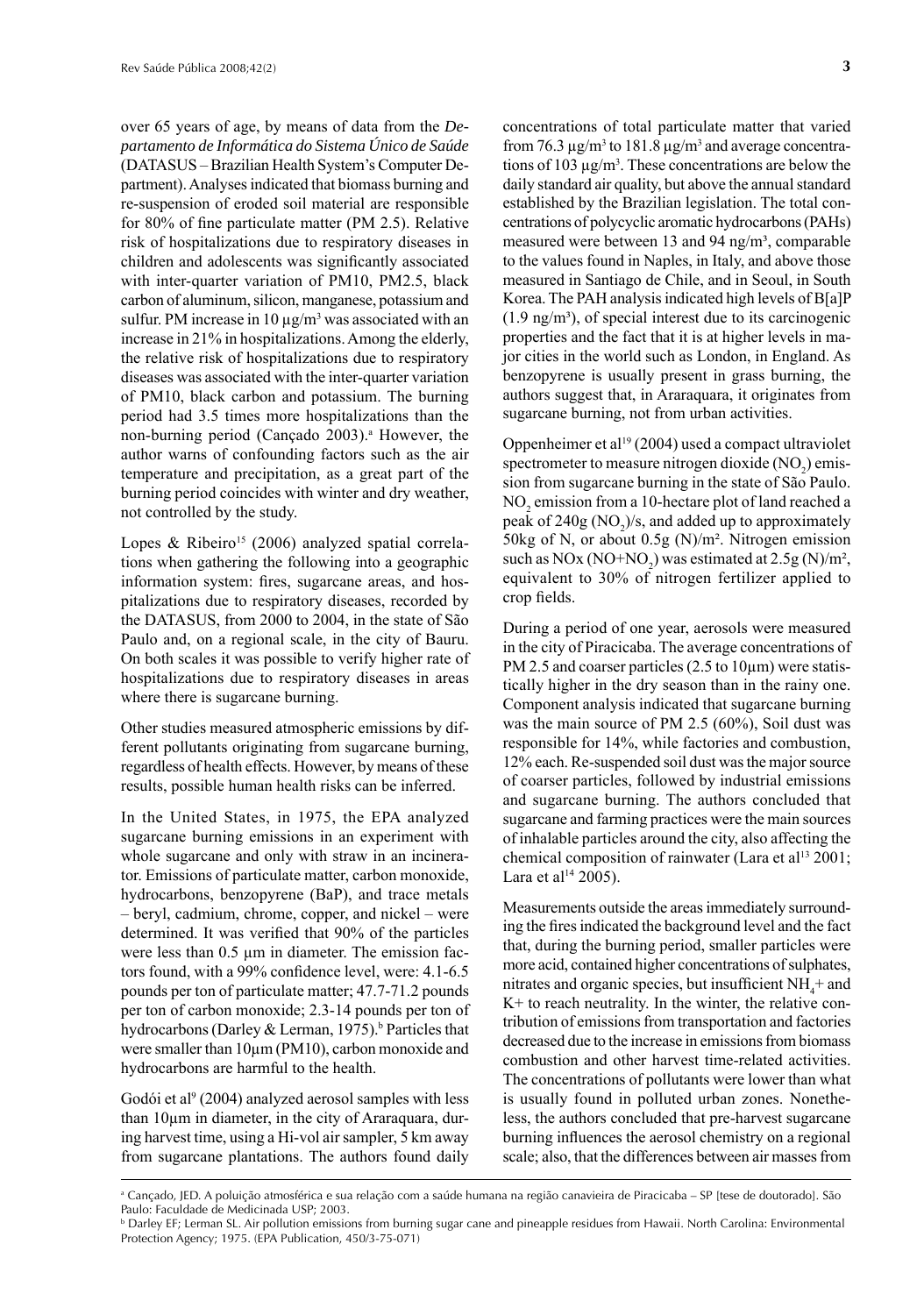over 65 years of age, by means of data from the *Departamento de Informática do Sistema Único de Saúde* (DATASUS – Brazilian Health System's Computer Department). Analyses indicated that biomass burning and re-suspension of eroded soil material are responsible for 80% of fine particulate matter (PM 2.5). Relative risk of hospitalizations due to respiratory diseases in children and adolescents was significantly associated with inter-quarter variation of PM10, PM2.5, black carbon of aluminum, silicon, manganese, potassium and sulfur. PM increase in 10 µg/m³ was associated with an increase in 21% in hospitalizations. Among the elderly, the relative risk of hospitalizations due to respiratory diseases was associated with the inter-quarter variation of PM10, black carbon and potassium. The burning period had 3.5 times more hospitalizations than the non-burning period (Cançado 2003).[a] However, the author warns of confounding factors such as the air temperature and precipitation, as a great part of the burning period coincides with winter and dry weather, not controlled by the study.

Lopes & Ribeiro[15] (2006) analyzed spatial correlations when gathering the following into a geographic information system: fires, sugarcane areas, and hospitalizations due to respiratory diseases, recorded by the DATASUS, from 2000 to 2004, in the state of São Paulo and, on a regional scale, in the city of Bauru. On both scales it was possible to verify higher rate of hospitalizations due to respiratory diseases in areas where there is sugarcane burning.

Other studies measured atmospheric emissions by different pollutants originating from sugarcane burning, regardless of health effects. However, by means of these results, possible human health risks can be inferred.

In the United States, in 1975, the EPA analyzed sugarcane burning emissions in an experiment with whole sugarcane and only with straw in an incinerator. Emissions of particulate matter, carbon monoxide, hydrocarbons, benzopyrene (BaP), and trace metals – beryl, cadmium, chrome, copper, and nickel – were determined. It was verified that 90% of the particles were less than 0.5 µm in diameter. The emission factors found, with a 99% confidence level, were: 4.1-6.5 pounds per ton of particulate matter; 47.7-71.2 pounds per ton of carbon monoxide; 2.3-14 pounds per ton of hydrocarbons (Darley & Lerman, 1975).[b] Particles that were smaller than 10µm (PM10), carbon monoxide and hydrocarbons are harmful to the health.

Godói et al[9] (2004) analyzed aerosol samples with less than 10µm in diameter, in the city of Araraquara, during harvest time, using a Hi-vol air sampler, 5 km away from sugarcane plantations. The authors found daily concentrations of total particulate matter that varied from 76.3 µg/m³ to 181.8 µg/m³ and average concentrations of 103 µg/m³. These concentrations are below the daily standard air quality, but above the annual standard established by the Brazilian legislation. The total concentrations of polycyclic aromatic hydrocarbons (PAHs) measured were between 13 and 94 ng/m³, comparable to the values found in Naples, in Italy, and above those measured in Santiago de Chile, and in Seoul, in South Korea. The PAH analysis indicated high levels of B[a]P (1.9 ng/m³), of special interest due to its carcinogenic properties and the fact that it is at higher levels in major cities in the world such as London, in England. As benzopyrene is usually present in grass burning, the authors suggest that, in Araraquara, it originates from sugarcane burning, not from urban activities.

Oppenheimer et al[19] (2004) used a compact ultraviolet spectrometer to measure nitrogen dioxide ($NO_2$) emission from sugarcane burning in the state of São Paulo. $NO_2$ emission from a 10-hectare plot of land reached a peak of 240g ($NO_2$)/s, and added up to approximately 50kg of N, or about 0.5g (N)/m². Nitrogen emission such as NOx (NO+$NO_2$) was estimated at 2.5g (N)/m², equivalent to 30% of nitrogen fertilizer applied to crop fields.

During a period of one year, aerosols were measured in the city of Piracicaba. The average concentrations of PM 2.5 and coarser particles (2.5 to 10µm) were statistically higher in the dry season than in the rainy one. Component analysis indicated that sugarcane burning was the main source of PM 2.5 (60%), Soil dust was responsible for 14%, while factories and combustion, 12% each. Re-suspended soil dust was the major source of coarser particles, followed by industrial emissions and sugarcane burning. The authors concluded that sugarcane and farming practices were the main sources of inhalable particles around the city, also affecting the chemical composition of rainwater (Lara et al[13] 2001; Lara et al[14] 2005).

Measurements outside the areas immediately surrounding the fires indicated the background level and the fact that, during the burning period, smaller particles were more acid, contained higher concentrations of sulphates, nitrates and organic species, but insufficient $NH_4^+$ and $K^+$ to reach neutrality. In the winter, the relative contribution of emissions from transportation and factories decreased due to the increase in emissions from biomass combustion and other harvest time-related activities. The concentrations of pollutants were lower than what is usually found in polluted urban zones. Nonetheless, the authors concluded that pre-harvest sugarcane burning influences the aerosol chemistry on a regional scale; also, that the differences between air masses from

[a] Cançado, JED. A poluição atmosférica e sua relação com a saúde humana na região canavieira de Piracicaba – SP [tese de doutorado]. São Paulo: Faculdade de Medicinada USP; 2003.

[b] Darley EF; Lerman SL. Air pollution emissions from burning sugar cane and pineapple residues from Hawaii. North Carolina: Environmental Protection Agency; 1975. (EPA Publication, 450/3-75-071)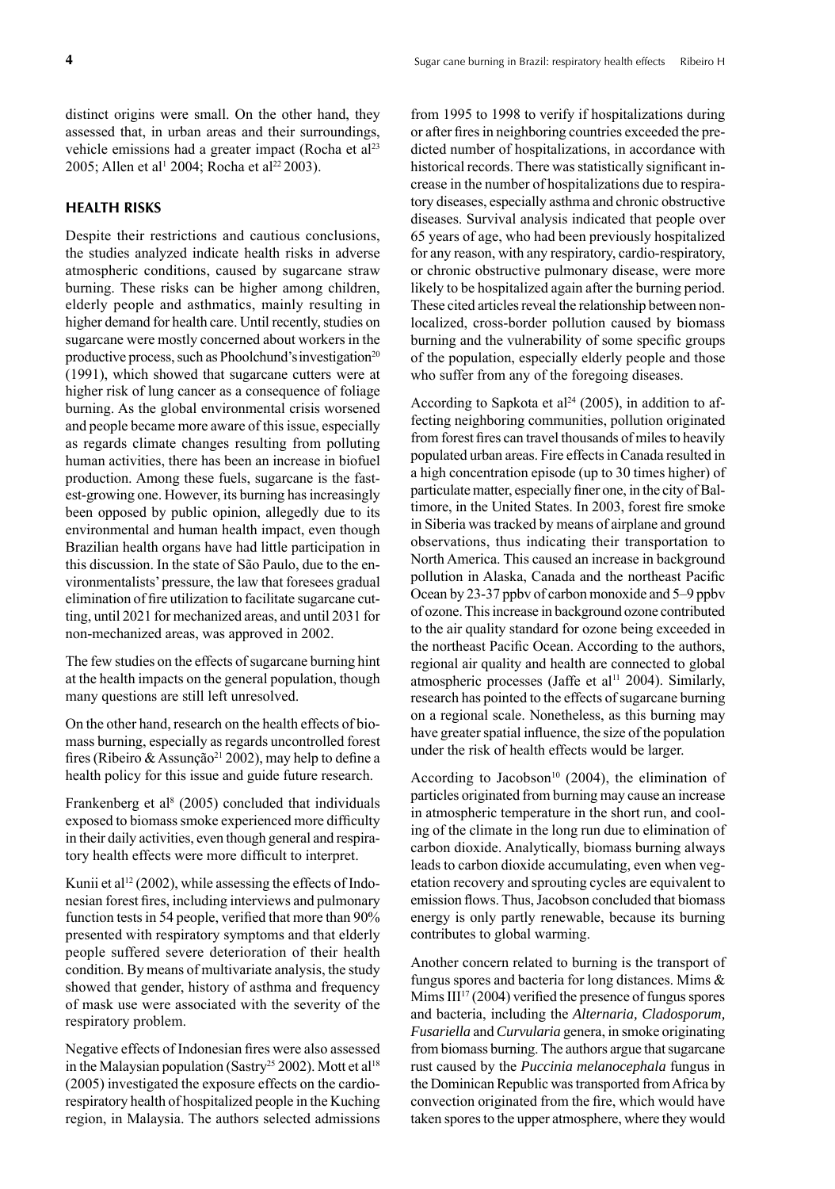distinct origins were small. On the other hand, they assessed that, in urban areas and their surroundings, vehicle emissions had a greater impact (Rocha et al[23] 2005; Allen et al[1] 2004; Rocha et al[22] 2003).

## HEALTH RISKS

Despite their restrictions and cautious conclusions, the studies analyzed indicate health risks in adverse atmospheric conditions, caused by sugarcane straw burning. These risks can be higher among children, elderly people and asthmatics, mainly resulting in higher demand for health care. Until recently, studies on sugarcane were mostly concerned about workers in the productive process, such as Phoolchund's investigation[20] (1991), which showed that sugarcane cutters were at higher risk of lung cancer as a consequence of foliage burning. As the global environmental crisis worsened and people became more aware of this issue, especially as regards climate changes resulting from polluting human activities, there has been an increase in biofuel production. Among these fuels, sugarcane is the fastest-growing one. However, its burning has increasingly been opposed by public opinion, allegedly due to its environmental and human health impact, even though Brazilian health organs have had little participation in this discussion. In the state of São Paulo, due to the environmentalists' pressure, the law that foresees gradual elimination of fire utilization to facilitate sugarcane cutting, until 2021 for mechanized areas, and until 2031 for non-mechanized areas, was approved in 2002.

The few studies on the effects of sugarcane burning hint at the health impacts on the general population, though many questions are still left unresolved.

On the other hand, research on the health effects of biomass burning, especially as regards uncontrolled forest fires (Ribeiro & Assunção[21] 2002), may help to define a health policy for this issue and guide future research.

Frankenberg et al[8] (2005) concluded that individuals exposed to biomass smoke experienced more difficulty in their daily activities, even though general and respiratory health effects were more difficult to interpret.

Kunii et al[12] (2002), while assessing the effects of Indonesian forest fires, including interviews and pulmonary function tests in 54 people, verified that more than 90% presented with respiratory symptoms and that elderly people suffered severe deterioration of their health condition. By means of multivariate analysis, the study showed that gender, history of asthma and frequency of mask use were associated with the severity of the respiratory problem.

Negative effects of Indonesian fires were also assessed in the Malaysian population (Sastry[25] 2002). Mott et al[18] (2005) investigated the exposure effects on the cardiorespiratory health of hospitalized people in the Kuching region, in Malaysia. The authors selected admissions from 1995 to 1998 to verify if hospitalizations during or after fires in neighboring countries exceeded the predicted number of hospitalizations, in accordance with historical records. There was statistically significant increase in the number of hospitalizations due to respiratory diseases, especially asthma and chronic obstructive diseases. Survival analysis indicated that people over 65 years of age, who had been previously hospitalized for any reason, with any respiratory, cardio-respiratory, or chronic obstructive pulmonary disease, were more likely to be hospitalized again after the burning period. These cited articles reveal the relationship between non-localized, cross-border pollution caused by biomass burning and the vulnerability of some specific groups of the population, especially elderly people and those who suffer from any of the foregoing diseases.

According to Sapkota et al[24] (2005), in addition to affecting neighboring communities, pollution originated from forest fires can travel thousands of miles to heavily populated urban areas. Fire effects in Canada resulted in a high concentration episode (up to 30 times higher) of particulate matter, especially finer one, in the city of Baltimore, in the United States. In 2003, forest fire smoke in Siberia was tracked by means of airplane and ground observations, thus indicating their transportation to North America. This caused an increase in background pollution in Alaska, Canada and the northeast Pacific Ocean by 23-37 ppbv of carbon monoxide and 5–9 ppbv of ozone. This increase in background ozone contributed to the air quality standard for ozone being exceeded in the northeast Pacific Ocean. According to the authors, regional air quality and health are connected to global atmospheric processes (Jaffe et al[11] 2004). Similarly, research has pointed to the effects of sugarcane burning on a regional scale. Nonetheless, as this burning may have greater spatial influence, the size of the population under the risk of health effects would be larger.

According to Jacobson[10] (2004), the elimination of particles originated from burning may cause an increase in atmospheric temperature in the short run, and cooling of the climate in the long run due to elimination of carbon dioxide. Analytically, biomass burning always leads to carbon dioxide accumulating, even when vegetation recovery and sprouting cycles are equivalent to emission flows. Thus, Jacobson concluded that biomass energy is only partly renewable, because its burning contributes to global warming.

Another concern related to burning is the transport of fungus spores and bacteria for long distances. Mims & Mims III[17] (2004) verified the presence of fungus spores and bacteria, including the *Alternaria, Cladosporum, Fusariella* and *Curvularia* genera, in smoke originating from biomass burning. The authors argue that sugarcane rust caused by the *Puccinia melanocephala* fungus in the Dominican Republic was transported from Africa by convection originated from the fire, which would have taken spores to the upper atmosphere, where they would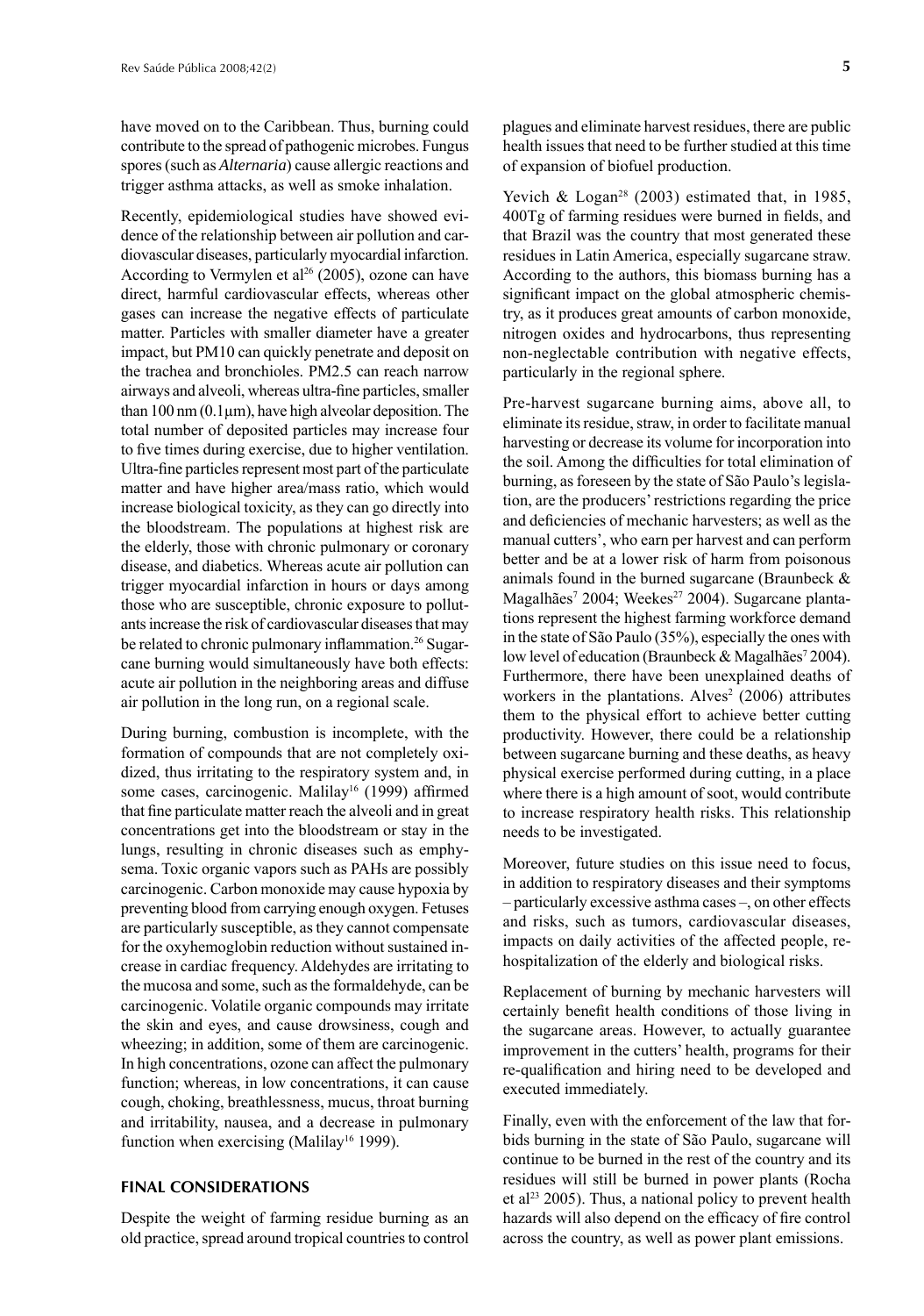have moved on to the Caribbean. Thus, burning could contribute to the spread of pathogenic microbes. Fungus spores (such as *Alternaria*) cause allergic reactions and trigger asthma attacks, as well as smoke inhalation.

Recently, epidemiological studies have showed evidence of the relationship between air pollution and cardiovascular diseases, particularly myocardial infarction. According to Vermylen et al[26] (2005), ozone can have direct, harmful cardiovascular effects, whereas other gases can increase the negative effects of particulate matter. Particles with smaller diameter have a greater impact, but PM10 can quickly penetrate and deposit on the trachea and bronchioles. PM2.5 can reach narrow airways and alveoli, whereas ultra-fine particles, smaller than 100 nm (0.1µm), have high alveolar deposition. The total number of deposited particles may increase four to five times during exercise, due to higher ventilation. Ultra-fine particles represent most part of the particulate matter and have higher area/mass ratio, which would increase biological toxicity, as they can go directly into the bloodstream. The populations at highest risk are the elderly, those with chronic pulmonary or coronary disease, and diabetics. Whereas acute air pollution can trigger myocardial infarction in hours or days among those who are susceptible, chronic exposure to pollutants increase the risk of cardiovascular diseases that may be related to chronic pulmonary inflammation.[26] Sugarcane burning would simultaneously have both effects: acute air pollution in the neighboring areas and diffuse air pollution in the long run, on a regional scale.

During burning, combustion is incomplete, with the formation of compounds that are not completely oxidized, thus irritating to the respiratory system and, in some cases, carcinogenic. Malilay[16] (1999) affirmed that fine particulate matter reach the alveoli and in great concentrations get into the bloodstream or stay in the lungs, resulting in chronic diseases such as emphysema. Toxic organic vapors such as PAHs are possibly carcinogenic. Carbon monoxide may cause hypoxia by preventing blood from carrying enough oxygen. Fetuses are particularly susceptible, as they cannot compensate for the oxyhemoglobin reduction without sustained increase in cardiac frequency. Aldehydes are irritating to the mucosa and some, such as the formaldehyde, can be carcinogenic. Volatile organic compounds may irritate the skin and eyes, and cause drowsiness, cough and wheezing; in addition, some of them are carcinogenic. In high concentrations, ozone can affect the pulmonary function; whereas, in low concentrations, it can cause cough, choking, breathlessness, mucus, throat burning and irritability, nausea, and a decrease in pulmonary function when exercising (Malilay[16] 1999).

## FINAL CONSIDERATIONS

Despite the weight of farming residue burning as an old practice, spread around tropical countries to control plagues and eliminate harvest residues, there are public health issues that need to be further studied at this time of expansion of biofuel production.

Yevich & Logan[28] (2003) estimated that, in 1985, 400Tg of farming residues were burned in fields, and that Brazil was the country that most generated these residues in Latin America, especially sugarcane straw. According to the authors, this biomass burning has a significant impact on the global atmospheric chemistry, as it produces great amounts of carbon monoxide, nitrogen oxides and hydrocarbons, thus representing non-neglectable contribution with negative effects, particularly in the regional sphere.

Pre-harvest sugarcane burning aims, above all, to eliminate its residue, straw, in order to facilitate manual harvesting or decrease its volume for incorporation into the soil. Among the difficulties for total elimination of burning, as foreseen by the state of São Paulo's legislation, are the producers' restrictions regarding the price and deficiencies of mechanic harvesters; as well as the manual cutters', who earn per harvest and can perform better and be at a lower risk of harm from poisonous animals found in the burned sugarcane (Braunbeck & Magalhães[7] 2004; Weekes[27] 2004). Sugarcane plantations represent the highest farming workforce demand in the state of São Paulo (35%), especially the ones with low level of education (Braunbeck & Magalhães[7] 2004). Furthermore, there have been unexplained deaths of workers in the plantations. Alves[2] (2006) attributes them to the physical effort to achieve better cutting productivity. However, there could be a relationship between sugarcane burning and these deaths, as heavy physical exercise performed during cutting, in a place where there is a high amount of soot, would contribute to increase respiratory health risks. This relationship needs to be investigated.

Moreover, future studies on this issue need to focus, in addition to respiratory diseases and their symptoms – particularly excessive asthma cases –, on other effects and risks, such as tumors, cardiovascular diseases, impacts on daily activities of the affected people, re-hospitalization of the elderly and biological risks.

Replacement of burning by mechanic harvesters will certainly benefit health conditions of those living in the sugarcane areas. However, to actually guarantee improvement in the cutters' health, programs for their re-qualification and hiring need to be developed and executed immediately.

Finally, even with the enforcement of the law that forbids burning in the state of São Paulo, sugarcane will continue to be burned in the rest of the country and its residues will still be burned in power plants (Rocha et al[23] 2005). Thus, a national policy to prevent health hazards will also depend on the efficacy of fire control across the country, as well as power plant emissions.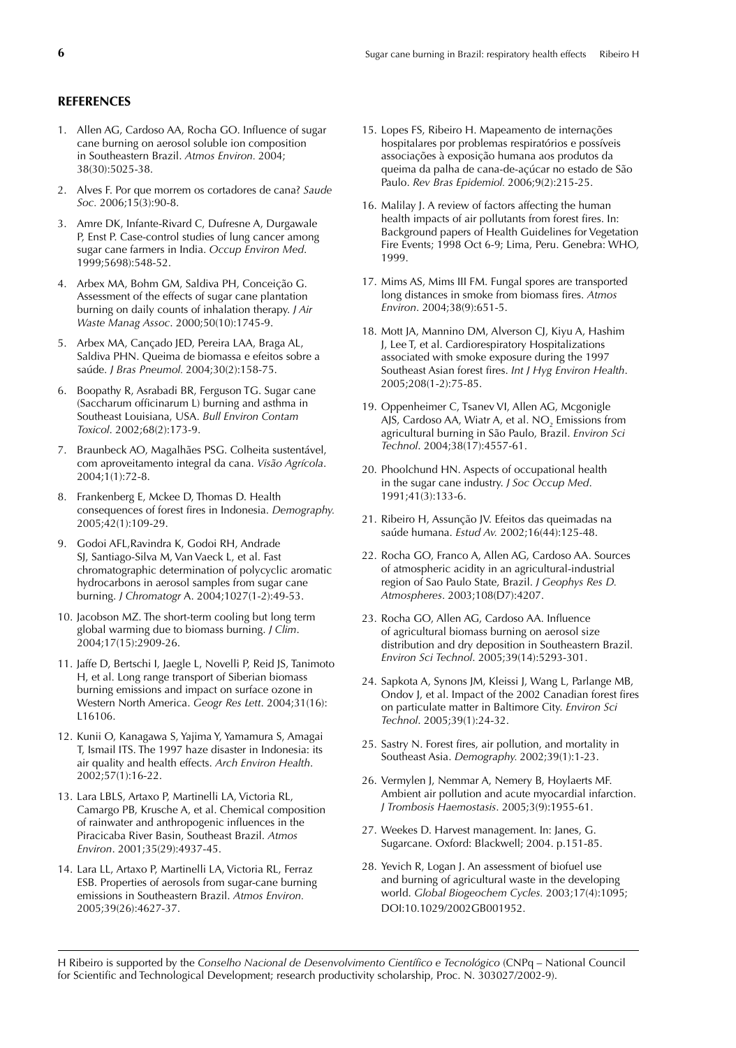## REFERENCES

1. Allen AG, Cardoso AA, Rocha GO. Influence of sugar cane burning on aerosol soluble ion composition in Southeastern Brazil. *Atmos Environ.* 2004; 38(30):5025-38.
2. Alves F. Por que morrem os cortadores de cana? *Saude Soc.* 2006;15(3):90-8.
3. Amre DK, Infante-Rivard C, Dufresne A, Durgawale P, Enst P. Case-control studies of lung cancer among sugar cane farmers in India. *Occup Environ Med.* 1999;5698):548-52.
4. Arbex MA, Bohm GM, Saldiva PH, Conceição G. Assessment of the effects of sugar cane plantation burning on daily counts of inhalation therapy. *J Air Waste Manag Assoc.* 2000;50(10):1745-9.
5. Arbex MA, Cançado JED, Pereira LAA, Braga AL, Saldiva PHN. Queima de biomassa e efeitos sobre a saúde. *J Bras Pneumol.* 2004;30(2):158-75.
6. Boopathy R, Asrabadi BR, Ferguson TG. Sugar cane (Saccharum officinarum L) burning and asthma in Southeast Louisiana, USA. *Bull Environ Contam Toxicol.* 2002;68(2):173-9.
7. Braunbeck AO, Magalhães PSG. Colheita sustentável, com aproveitamento integral da cana. *Visão Agrícola*. 2004;1(1):72-8.
8. Frankenberg E, Mckee D, Thomas D. Health consequences of forest fires in Indonesia. *Demography.* 2005;42(1):109-29.
9. Godoi AFL,Ravindra K, Godoi RH, Andrade SJ, Santiago-Silva M, Van Vaeck L, et al. Fast chromatographic determination of polycyclic aromatic hydrocarbons in aerosol samples from sugar cane burning. *J Chromatogr A.* 2004;1027(1-2):49-53.
10. Jacobson MZ. The short-term cooling but long term global warming due to biomass burning. *J Clim*. 2004;17(15):2909-26.
11. Jaffe D, Bertschi I, Jaegle L, Novelli P, Reid JS, Tanimoto H, et al. Long range transport of Siberian biomass burning emissions and impact on surface ozone in Western North America. *Geogr Res Lett*. 2004;31(16): L16106.
12. Kunii O, Kanagawa S, Yajima Y, Yamamura S, Amagai T, Ismail ITS. The 1997 haze disaster in Indonesia: its air quality and health effects. *Arch Environ Health.* 2002;57(1):16-22.
13. Lara LBLS, Artaxo P, Martinelli LA, Victoria RL, Camargo PB, Krusche A, et al. Chemical composition of rainwater and anthropogenic influences in the Piracicaba River Basin, Southeast Brazil. *Atmos Environ*. 2001;35(29):4937-45.
14. Lara LL, Artaxo P, Martinelli LA, Victoria RL, Ferraz ESB. Properties of aerosols from sugar-cane burning emissions in Southeastern Brazil. *Atmos Environ.* 2005;39(26):4627-37.
15. Lopes FS, Ribeiro H. Mapeamento de internações hospitalares por problemas respiratórios e possíveis associações à exposição humana aos produtos da queima da palha de cana-de-açúcar no estado de São Paulo. *Rev Bras Epidemiol.* 2006;9(2):215-25.
16. Malilay J. A review of factors affecting the human health impacts of air pollutants from forest fires. In: Background papers of Health Guidelines for Vegetation Fire Events; 1998 Oct 6-9; Lima, Peru. Genebra: WHO, 1999.
17. Mims AS, Mims III FM. Fungal spores are transported long distances in smoke from biomass fires. *Atmos Environ*. 2004;38(9):651-5.
18. Mott JA, Mannino DM, Alverson CJ, Kiyu A, Hashim J, Lee T, et al. Cardiorespiratory Hospitalizations associated with smoke exposure during the 1997 Southeast Asian forest fires. *Int J Hyg Environ Health*. 2005;208(1-2):75-85.
19. Oppenheimer C, Tsanev VI, Allen AG, Mcgonigle AJS, Cardoso AA, Wiatr A, et al. $NO_2$ Emissions from agricultural burning in São Paulo, Brazil. *Environ Sci Technol*. 2004;38(17):4557-61.
20. Phoolchund HN. Aspects of occupational health in the sugar cane industry. *J Soc Occup Med*. 1991;41(3):133-6.
21. Ribeiro H, Assunção JV. Efeitos das queimadas na saúde humana. *Estud Av.* 2002;16(44):125-48.
22. Rocha GO, Franco A, Allen AG, Cardoso AA. Sources of atmospheric acidity in an agricultural-industrial region of Sao Paulo State, Brazil. *J Geophys Res D. Atmospheres*. 2003;108(D7):4207.
23. Rocha GO, Allen AG, Cardoso AA. Influence of agricultural biomass burning on aerosol size distribution and dry deposition in Southeastern Brazil. *Environ Sci Technol*. 2005;39(14):5293-301.
24. Sapkota A, Synons JM, Kleissi J, Wang L, Parlange MB, Ondov J, et al. Impact of the 2002 Canadian forest fires on particulate matter in Baltimore City. *Environ Sci Technol*. 2005;39(1):24-32.
25. Sastry N. Forest fires, air pollution, and mortality in Southeast Asia. *Demography.* 2002;39(1):1-23.
26. Vermylen J, Nemmar A, Nemery B, Hoylaerts MF. Ambient air pollution and acute myocardial infarction. *J Trombosis Haemostasis*. 2005;3(9):1955-61.
27. Weekes D. Harvest management. In: Janes, G. Sugarcane. Oxford: Blackwell; 2004. p.151-85.
28. Yevich R, Logan J. An assessment of biofuel use and burning of agricultural waste in the developing world. *Global Biogeochem Cycles.* 2003;17(4):1095; DOI:10.1029/2002GB001952.

---

H Ribeiro is supported by the *Conselho Nacional de Desenvolvimento Científico e Tecnológico* (CNPq – National Council for Scientific and Technological Development; research productivity scholarship, Proc. N. 303027/2002-9).